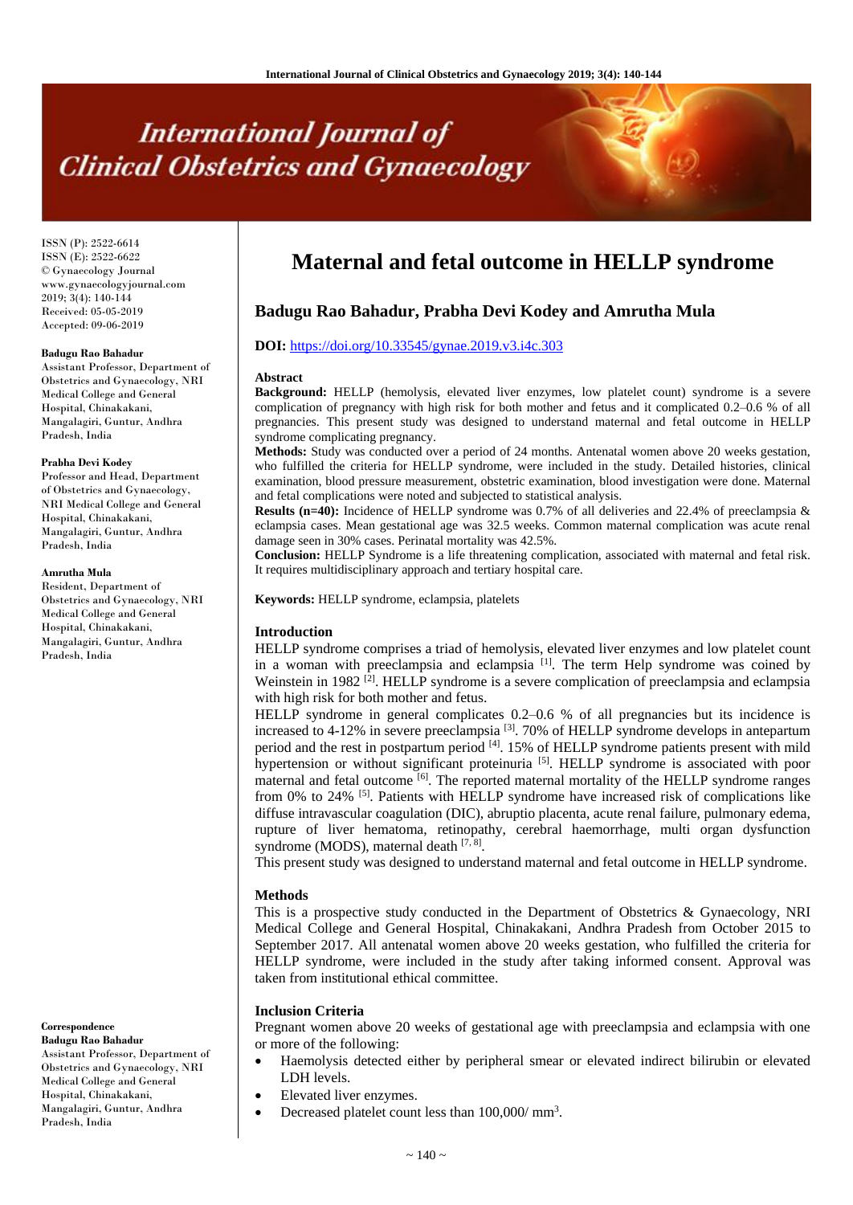# Maternal and fetal outcome in HELLP syndrome

## Badugu Rao Bahadur, Prabha Devi Kodey and Amrutha Mula

ISSN (P): 2522-6614
ISSN (E): 2522-6622
© Gynaecology Journal
www.gynaecologyjournal.com
2019; 3(4): 140-144
Received: 05-05-2019
Accepted: 09-06-2019

**Badugu Rao Bahadur**
Assistant Professor, Department of Obstetrics and Gynaecology, NRI Medical College and General Hospital, Chinakakani, Mangalagiri, Guntur, Andhra Pradesh, India

**Prabha Devi Kodey**
Professor and Head, Department of Obstetrics and Gynaecology, NRI Medical College and General Hospital, Chinakakani, Mangalagiri, Guntur, Andhra Pradesh, India

**Amrutha Mula**
Resident, Department of Obstetrics and Gynaecology, NRI Medical College and General Hospital, Chinakakani, Mangalagiri, Guntur, Andhra Pradesh, India

**Correspondence**
**Badugu Rao Bahadur**
Assistant Professor, Department of Obstetrics and Gynaecology, NRI Medical College and General Hospital, Chinakakani, Mangalagiri, Guntur, Andhra Pradesh, India

**DOI:** https://doi.org/10.33545/gynae.2019.v3.i4c.303

### Abstract

**Background:** HELLP (hemolysis, elevated liver enzymes, low platelet count) syndrome is a severe complication of pregnancy with high risk for both mother and fetus and it complicated 0.2–0.6 % of all pregnancies. This present study was designed to understand maternal and fetal outcome in HELLP syndrome complicating pregnancy.

**Methods:** Study was conducted over a period of 24 months. Antenatal women above 20 weeks gestation, who fulfilled the criteria for HELLP syndrome, were included in the study. Detailed histories, clinical examination, blood pressure measurement, obstetric examination, blood investigation were done. Maternal and fetal complications were noted and subjected to statistical analysis.

**Results (n=40):** Incidence of HELLP syndrome was 0.7% of all deliveries and 22.4% of preeclampsia & eclampsia cases. Mean gestational age was 32.5 weeks. Common maternal complication was acute renal damage seen in 30% cases. Perinatal mortality was 42.5%.

**Conclusion:** HELLP Syndrome is a life threatening complication, associated with maternal and fetal risk. It requires multidisciplinary approach and tertiary hospital care.

**Keywords:** HELLP syndrome, eclampsia, platelets

### Introduction

HELLP syndrome comprises a triad of hemolysis, elevated liver enzymes and low platelet count in a woman with preeclampsia and eclampsia [1]. The term Help syndrome was coined by Weinstein in 1982 [2]. HELLP syndrome is a severe complication of preeclampsia and eclampsia with high risk for both mother and fetus.

HELLP syndrome in general complicates 0.2–0.6 % of all pregnancies but its incidence is increased to 4-12% in severe preeclampsia [3]. 70% of HELLP syndrome develops in antepartum period and the rest in postpartum period [4]. 15% of HELLP syndrome patients present with mild hypertension or without significant proteinuria [5]. HELLP syndrome is associated with poor maternal and fetal outcome [6]. The reported maternal mortality of the HELLP syndrome ranges from 0% to 24% [5]. Patients with HELLP syndrome have increased risk of complications like diffuse intravascular coagulation (DIC), abruptio placenta, acute renal failure, pulmonary edema, rupture of liver hematoma, retinopathy, cerebral haemorrhage, multi organ dysfunction syndrome (MODS), maternal death [7, 8].

This present study was designed to understand maternal and fetal outcome in HELLP syndrome.

### Methods

This is a prospective study conducted in the Department of Obstetrics & Gynaecology, NRI Medical College and General Hospital, Chinakakani, Andhra Pradesh from October 2015 to September 2017. All antenatal women above 20 weeks gestation, who fulfilled the criteria for HELLP syndrome, were included in the study after taking informed consent. Approval was taken from institutional ethical committee.

### Inclusion Criteria

Pregnant women above 20 weeks of gestational age with preeclampsia and eclampsia with one or more of the following:

- Haemolysis detected either by peripheral smear or elevated indirect bilirubin or elevated LDH levels.
- Elevated liver enzymes.
- Decreased platelet count less than 100,000/ $mm^3$.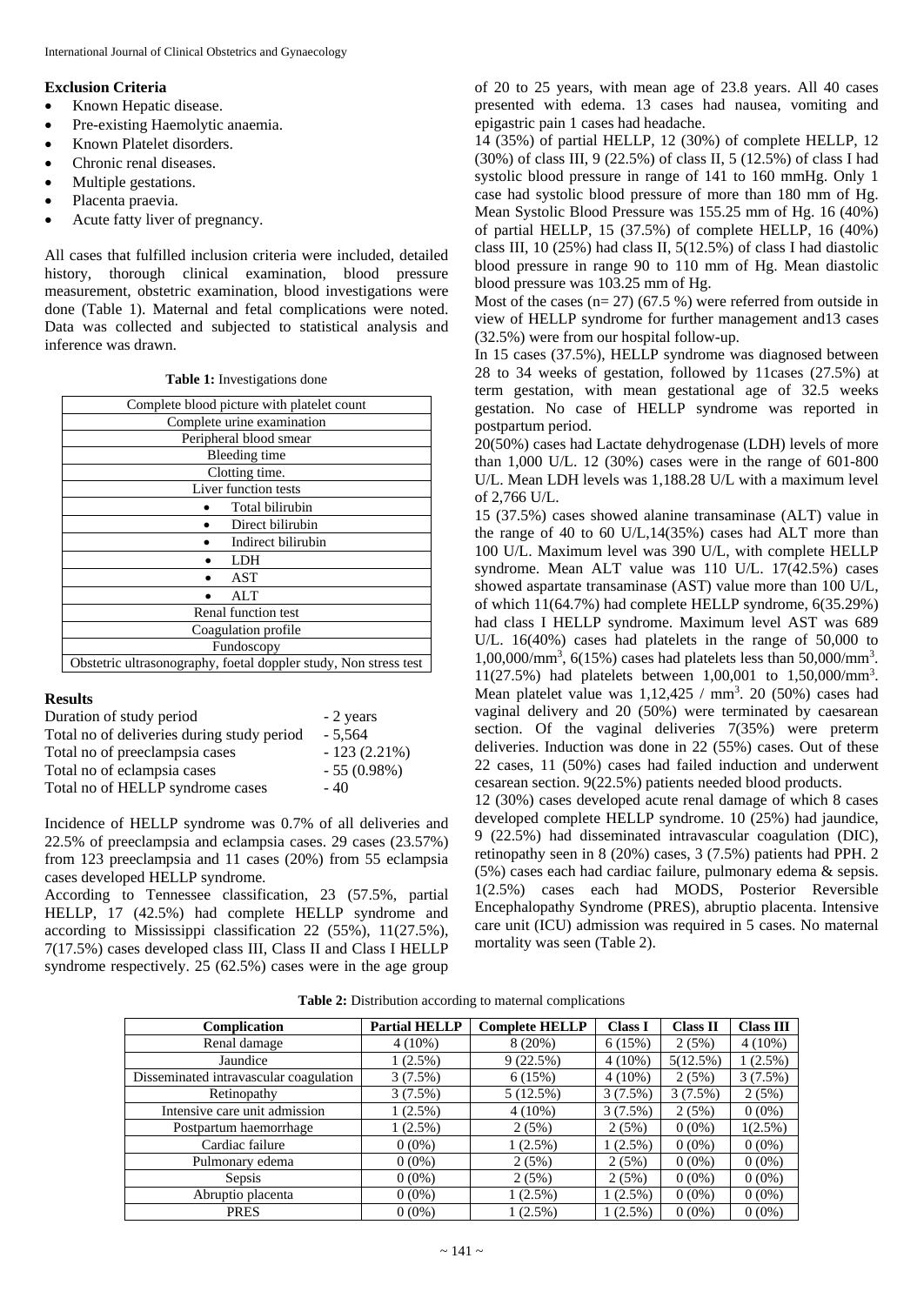### Exclusion Criteria

- Known Hepatic disease.
- Pre-existing Haemolytic anaemia.
- Known Platelet disorders.
- Chronic renal diseases.
- Multiple gestations.
- Placenta praevia.
- Acute fatty liver of pregnancy.

All cases that fulfilled inclusion criteria were included, detailed history, thorough clinical examination, blood pressure measurement, obstetric examination, blood investigations were done (Table 1). Maternal and fetal complications were noted. Data was collected and subjected to statistical analysis and inference was drawn.

**Table 1:** Investigations done

| Complete blood picture with platelet count |
|---|
| Complete urine examination |
| Peripheral blood smear |
| Bleeding time |
| Clotting time. |
| Liver function tests |
| • Total bilirubin |
| • Direct bilirubin |
| • Indirect bilirubin |
| • LDH |
| • AST |
| • ALT |
| Renal function test |
| Coagulation profile |
| Fundoscopy |
| Obstetric ultrasonography, foetal doppler study, Non stress test |

### Results

| | |
|---|---|
| Duration of study period | - 2 years |
| Total no of deliveries during study period | - 5,564 |
| Total no of preeclampsia cases | - 123 (2.21%) |
| Total no of eclampsia cases | - 55 (0.98%) |
| Total no of HELLP syndrome cases | - 40 |

Incidence of HELLP syndrome was 0.7% of all deliveries and 22.5% of preeclampsia and eclampsia cases. 29 cases (23.57%) from 123 preeclampsia and 11 cases (20%) from 55 eclampsia cases developed HELLP syndrome.

According to Tennessee classification, 23 (57.5%, partial HELLP, 17 (42.5%) had complete HELLP syndrome and according to Mississippi classification 22 (55%), 11(27.5%), 7(17.5%) cases developed class III, Class II and Class I HELLP syndrome respectively. 25 (62.5%) cases were in the age group of 20 to 25 years, with mean age of 23.8 years. All 40 cases presented with edema. 13 cases had nausea, vomiting and epigastric pain 1 cases had headache.

14 (35%) of partial HELLP, 12 (30%) of complete HELLP, 12 (30%) of class III, 9 (22.5%) of class II, 5 (12.5%) of class I had systolic blood pressure in range of 141 to 160 mmHg. Only 1 case had systolic blood pressure of more than 180 mm of Hg. Mean Systolic Blood Pressure was 155.25 mm of Hg. 16 (40%) of partial HELLP, 15 (37.5%) of complete HELLP, 16 (40%) class III, 10 (25%) had class II, 5(12.5%) of class I had diastolic blood pressure in range 90 to 110 mm of Hg. Mean diastolic blood pressure was 103.25 mm of Hg.

Most of the cases (n= 27) (67.5 %) were referred from outside in view of HELLP syndrome for further management and13 cases (32.5%) were from our hospital follow-up.

In 15 cases (37.5%), HELLP syndrome was diagnosed between 28 to 34 weeks of gestation, followed by 11cases (27.5%) at term gestation, with mean gestational age of 32.5 weeks gestation. No case of HELLP syndrome was reported in postpartum period.

20(50%) cases had Lactate dehydrogenase (LDH) levels of more than 1,000 U/L. 12 (30%) cases were in the range of 601-800 U/L. Mean LDH levels was 1,188.28 U/L with a maximum level of 2,766 U/L.

15 (37.5%) cases showed alanine transaminase (ALT) value in the range of 40 to 60 U/L,14(35%) cases had ALT more than 100 U/L. Maximum level was 390 U/L, with complete HELLP syndrome. Mean ALT value was 110 U/L. 17(42.5%) cases showed aspartate transaminase (AST) value more than 100 U/L, of which 11(64.7%) had complete HELLP syndrome, 6(35.29%) had class I HELLP syndrome. Maximum level AST was 689 U/L. 16(40%) cases had platelets in the range of 50,000 to 1,00,000/mm$^3$, 6(15%) cases had platelets less than 50,000/mm$^3$. 11(27.5%) had platelets between 1,00,001 to 1,50,000/mm$^3$. Mean platelet value was 1,12,425 / mm$^3$. 20 (50%) cases had vaginal delivery and 20 (50%) were terminated by caesarean section. Of the vaginal deliveries 7(35%) were preterm deliveries. Induction was done in 22 (55%) cases. Out of these 22 cases, 11 (50%) cases had failed induction and underwent cesarean section. 9(22.5%) patients needed blood products.

12 (30%) cases developed acute renal damage of which 8 cases developed complete HELLP syndrome. 10 (25%) had jaundice, 9 (22.5%) had disseminated intravascular coagulation (DIC), retinopathy seen in 8 (20%) cases, 3 (7.5%) patients had PPH. 2 (5%) cases each had cardiac failure, pulmonary edema & sepsis. 1(2.5%) cases each had MODS, Posterior Reversible Encephalopathy Syndrome (PRES), abruptio placenta. Intensive care unit (ICU) admission was required in 5 cases. No maternal mortality was seen (Table 2).

**Table 2:** Distribution according to maternal complications

| Complication | Partial HELLP | Complete HELLP | Class I | Class II | Class III |
|---|---|---|---|---|---|
| Renal damage | 4 (10%) | 8 (20%) | 6 (15%) | 2 (5%) | 4 (10%) |
| Jaundice | 1 (2.5%) | 9 (22.5%) | 4 (10%) | 5(12.5%) | 1 (2.5%) |
| Disseminated intravascular coagulation | 3 (7.5%) | 6 (15%) | 4 (10%) | 2 (5%) | 3 (7.5%) |
| Retinopathy | 3 (7.5%) | 5 (12.5%) | 3 (7.5%) | 3 (7.5%) | 2 (5%) |
| Intensive care unit admission | 1 (2.5%) | 4 (10%) | 3 (7.5%) | 2 (5%) | 0 (0%) |
| Postpartum haemorrhage | 1 (2.5%) | 2 (5%) | 2 (5%) | 0 (0%) | 1(2.5%) |
| Cardiac failure | 0 (0%) | 1 (2.5%) | 1 (2.5%) | 0 (0%) | 0 (0%) |
| Pulmonary edema | 0 (0%) | 2 (5%) | 2 (5%) | 0 (0%) | 0 (0%) |
| Sepsis | 0 (0%) | 2 (5%) | 2 (5%) | 0 (0%) | 0 (0%) |
| Abruptio placenta | 0 (0%) | 1 (2.5%) | 1 (2.5%) | 0 (0%) | 0 (0%) |
| PRES | 0 (0%) | 1 (2.5%) | 1 (2.5%) | 0 (0%) | 0 (0%) |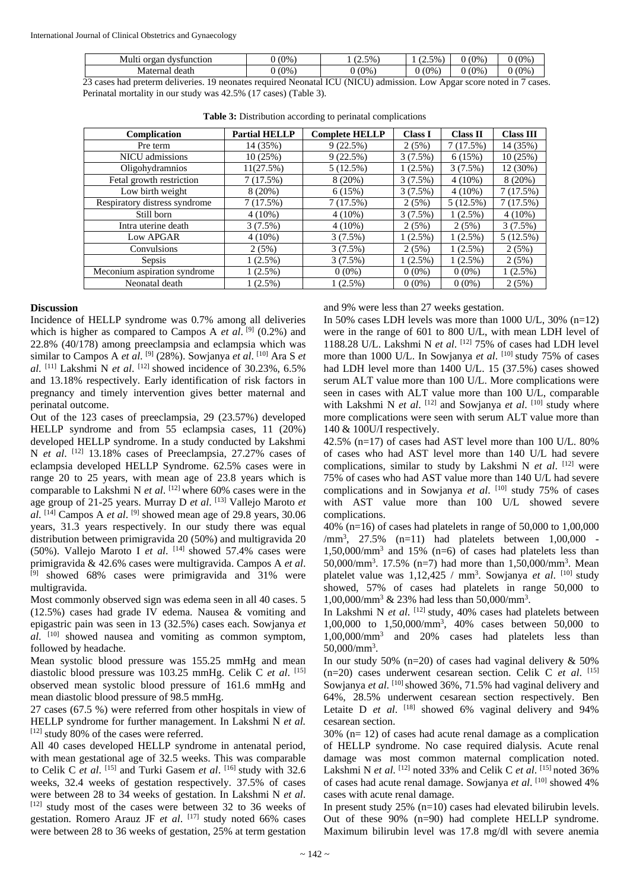| Multi organ dysfunction | 0 (0%) | 1 (2.5%) | 1 (2.5%) | 0 (0%) | 0 (0%) |
|---|---|---|---|---|---|
| Maternal death | 0 (0%) | 0 (0%) | 0 (0%) | 0 (0%) | 0 (0%) |

23 cases had preterm deliveries. 19 neonates required Neonatal ICU (NICU) admission. Low Apgar score noted in 7 cases. Perinatal mortality in our study was 42.5% (17 cases) (Table 3).

**Table 3:** Distribution according to perinatal complications

| Complication | Partial HELLP | Complete HELLP | Class I | Class II | Class III |
|---|---|---|---|---|---|
| Pre term | 14 (35%) | 9 (22.5%) | 2 (5%) | 7 (17.5%) | 14 (35%) |
| NICU admissions | 10 (25%) | 9 (22.5%) | 3 (7.5%) | 6 (15%) | 10 (25%) |
| Oligohydramnios | 11(27.5%) | 5 (12.5%) | 1 (2.5%) | 3 (7.5%) | 12 (30%) |
| Fetal growth restriction | 7 (17.5%) | 8 (20%) | 3 (7.5%) | 4 (10%) | 8 (20%) |
| Low birth weight | 8 (20%) | 6 (15%) | 3 (7.5%) | 4 (10%) | 7 (17.5%) |
| Respiratory distress syndrome | 7 (17.5%) | 7 (17.5%) | 2 (5%) | 5 (12.5%) | 7 (17.5%) |
| Still born | 4 (10%) | 4 (10%) | 3 (7.5%) | 1 (2.5%) | 4 (10%) |
| Intra uterine death | 3 (7.5%) | 4 (10%) | 2 (5%) | 2 (5%) | 3 (7.5%) |
| Low APGAR | 4 (10%) | 3 (7.5%) | 1 (2.5%) | 1 (2.5%) | 5 (12.5%) |
| Convulsions | 2 (5%) | 3 (7.5%) | 2 (5%) | 1 (2.5%) | 2 (5%) |
| Sepsis | 1 (2.5%) | 3 (7.5%) | 1 (2.5%) | 1 (2.5%) | 2 (5%) |
| Meconium aspiration syndrome | 1 (2.5%) | 0 (0%) | 0 (0%) | 0 (0%) | 1 (2.5%) |
| Neonatal death | 1 (2.5%) | 1 (2.5%) | 0 (0%) | 0 (0%) | 2 (5%) |

## Discussion

Incidence of HELLP syndrome was 0.7% among all deliveries which is higher as compared to Campos A *et al*. [9] (0.2%) and 22.8% (40/178) among preeclampsia and eclampsia which was similar to Campos A *et al*. [9] (28%). Sowjanya *et al*. [10] Ara S *et al*. [11] Lakshmi N *et al*. [12] showed incidence of 30.23%, 6.5% and 13.18% respectively. Early identification of risk factors in pregnancy and timely intervention gives better maternal and perinatal outcome.

Out of the 123 cases of preeclampsia, 29 (23.57%) developed HELLP syndrome and from 55 eclampsia cases, 11 (20%) developed HELLP syndrome. In a study conducted by Lakshmi N *et al*. [12] 13.18% cases of Preeclampsia, 27.27% cases of eclampsia developed HELLP Syndrome. 62.5% cases were in range 20 to 25 years, with mean age of 23.8 years which is comparable to Lakshmi N *et al*. [12] where 60% cases were in the age group of 21-25 years. Murray D *et al*. [13] Vallejo Maroto *et al*. [14] Campos A *et al*. [9] showed mean age of 29.8 years, 30.06 years, 31.3 years respectively. In our study there was equal distribution between primigravida 20 (50%) and multigravida 20 (50%). Vallejo Maroto I *et al*. [14] showed 57.4% cases were primigravida & 42.6% cases were multigravida. Campos A *et al*. [9] showed 68% cases were primigravida and 31% were multigravida.

Most commonly observed sign was edema seen in all 40 cases. 5 (12.5%) cases had grade IV edema. Nausea & vomiting and epigastric pain was seen in 13 (32.5%) cases each. Sowjanya *et al*. [10] showed nausea and vomiting as common symptom, followed by headache.

Mean systolic blood pressure was 155.25 mmHg and mean diastolic blood pressure was 103.25 mmHg. Celik C *et al*. [15] observed mean systolic blood pressure of 161.6 mmHg and mean diastolic blood pressure of 98.5 mmHg.

27 cases (67.5 %) were referred from other hospitals in view of HELLP syndrome for further management. In Lakshmi N *et al.* [12] study 80% of the cases were referred.

All 40 cases developed HELLP syndrome in antenatal period, with mean gestational age of 32.5 weeks. This was comparable to Celik C *et al*. [15] and Turki Gasem *et al*. [16] study with 32.6 weeks, 32.4 weeks of gestation respectively. 37.5% of cases were between 28 to 34 weeks of gestation. In Lakshmi N *et al*. [12] study most of the cases were between 32 to 36 weeks of gestation. Romero Arauz JF *et al*. [17] study noted 66% cases were between 28 to 36 weeks of gestation, 25% at term gestation and 9% were less than 27 weeks gestation.

In 50% cases LDH levels was more than 1000 U/L, 30% (n=12) were in the range of 601 to 800 U/L, with mean LDH level of 1188.28 U/L. Lakshmi N *et al*. [12] 75% of cases had LDH level more than 1000 U/L. In Sowjanya *et al*. [10] study 75% of cases had LDH level more than 1400 U/L. 15 (37.5%) cases showed serum ALT value more than 100 U/L. More complications were seen in cases with ALT value more than 100 U/L, comparable with Lakshmi N *et al*. [12] and Sowjanya *et al*. [10] study where more complications were seen with serum ALT value more than 140 & 100U/I respectively.

42.5% (n=17) of cases had AST level more than 100 U/L. 80% of cases who had AST level more than 140 U/L had severe complications, similar to study by Lakshmi N *et al*. [12] were 75% of cases who had AST value more than 140 U/L had severe complications and in Sowjanya *et al*. [10] study 75% of cases with AST value more than 100 U/L showed severe complications.

40% (n=16) of cases had platelets in range of 50,000 to 1,00,000 /mm$^3$, 27.5% (n=11) had platelets between 1,00,000 - 1,50,000/mm$^3$ and 15% (n=6) of cases had platelets less than 50,000/mm$^3$. 17.5% (n=7) had more than 1,50,000/mm$^3$. Mean platelet value was 1,12,425 / mm$^3$. Sowjanya *et al*. [10] study showed, 57% of cases had platelets in range 50,000 to 1,00,000/mm$^3$ & 23% had less than 50,000/mm$^3$.

In Lakshmi N *et al*. [12] study, 40% cases had platelets between 1,00,000 to 1,50,000/mm$^3$, 40% cases between 50,000 to 1,00,000/mm$^3$ and 20% cases had platelets less than 50,000/mm$^3$.

In our study 50% (n=20) of cases had vaginal delivery & 50% (n=20) cases underwent cesarean section. Celik C *et al*. [15] Sowjanya *et al*. [10] showed 36%, 71.5% had vaginal delivery and 64%, 28.5% underwent cesarean section respectively. Ben Letaite D *et al*. [18] showed 6% vaginal delivery and 94% cesarean section.

30% (n= 12) of cases had acute renal damage as a complication of HELLP syndrome. No case required dialysis. Acute renal damage was most common maternal complication noted. Lakshmi N *et al*. [12] noted 33% and Celik C *et al*. [15] noted 36% of cases had acute renal damage. Sowjanya *et al*. [10] showed 4% cases with acute renal damage.

In present study 25% (n=10) cases had elevated bilirubin levels. Out of these 90% (n=90) had complete HELLP syndrome. Maximum bilirubin level was 17.8 mg/dl with severe anemia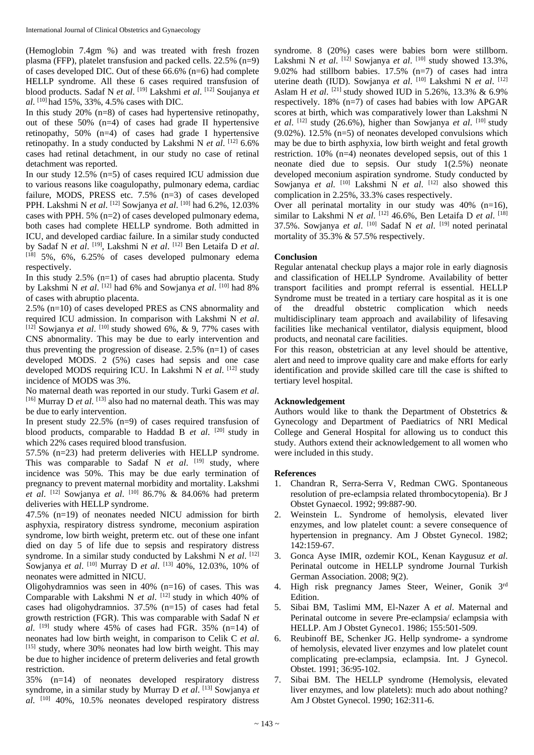(Hemoglobin 7.4gm %) and was treated with fresh frozen plasma (FFP), platelet transfusion and packed cells. 22.5% (n=9) of cases developed DIC. Out of these 66.6% (n=6) had complete HELLP syndrome. All these 6 cases required transfusion of blood products. Sadaf N *et al*. [19] Lakshmi *et al*. [12] Soujanya *et al*. [10] had 15%, 33%, 4.5% cases with DIC.

In this study 20% (n=8) of cases had hypertensive retinopathy, out of these 50% (n=4) of cases had grade II hypertensive retinopathy, 50% (n=4) of cases had grade I hypertensive retinopathy. In a study conducted by Lakshmi N *et al*. [12] 6.6% cases had retinal detachment, in our study no case of retinal detachment was reported.

In our study 12.5% (n=5) of cases required ICU admission due to various reasons like coagulopathy, pulmonary edema, cardiac failure, MODS, PRESS etc. 7.5% (n=3) of cases developed PPH. Lakshmi N *et al*. [12] Sowjanya *et al*. [10] had 6.2%, 12.03% cases with PPH. 5% (n=2) of cases developed pulmonary edema, both cases had complete HELLP syndrome. Both admitted in ICU, and developed cardiac failure. In a similar study conducted by Sadaf N *et al*. [19], Lakshmi N *et al*. [12] Ben Letaifa D *et al*. [18] 5%, 6%, 6.25% of cases developed pulmonary edema respectively.

In this study 2.5% (n=1) of cases had abruptio placenta. Study by Lakshmi N *et al*. [12] had 6% and Sowjanya *et al*. [10] had 8% of cases with abruptio placenta.

2.5% (n=10) of cases developed PRES as CNS abnormality and required ICU admission. In comparison with Lakshmi N *et al*. [12] Sowjanya *et al*. [10] study showed 6%, & 9, 77% cases with CNS abnormality. This may be due to early intervention and thus preventing the progression of disease. 2.5% (n=1) of cases developed MODS. 2 (5%) cases had sepsis and one case developed MODS requiring ICU. In Lakshmi N *et al*. [12] study incidence of MODS was 3%.

No maternal death was reported in our study. Turki Gasem *et al*. [16] Murray D *et al*. [13] also had no maternal death. This was may be due to early intervention.

In present study 22.5% (n=9) of cases required transfusion of blood products, comparable to Haddad B *et al*. [20] study in which 22% cases required blood transfusion.

57.5% (n=23) had preterm deliveries with HELLP syndrome. This was comparable to Sadaf N *et al*. [19] study, where incidence was 50%. This may be due early termination of pregnancy to prevent maternal morbidity and mortality. Lakshmi *et al*. [12] Sowjanya *et al*. [10] 86.7% & 84.06% had preterm deliveries with HELLP syndrome.

47.5% (n=19) of neonates needed NICU admission for birth asphyxia, respiratory distress syndrome, meconium aspiration syndrome, low birth weight, preterm etc. out of these one infant died on day 5 of life due to sepsis and respiratory distress syndrome. In a similar study conducted by Lakshmi N *et al*. [12] Sowjanya *et al*. [10] Murray D *et al*. [13] 40%, 12.03%, 10% of neonates were admitted in NICU.

Oligohydramnios was seen in 40% (n=16) of cases. This was Comparable with Lakshmi N *et al*. [12] study in which 40% of cases had oligohydramnios. 37.5% (n=15) of cases had fetal growth restriction (FGR). This was comparable with Sadaf N *et al*. [19] study where 45% of cases had FGR. 35% (n=14) of neonates had low birth weight, in comparison to Celik C *et al*. [15] study, where 30% neonates had low birth weight. This may be due to higher incidence of preterm deliveries and fetal growth restriction.

35% (n=14) of neonates developed respiratory distress syndrome, in a similar study by Murray D *et al*. [13] Sowjanya *et al*. [10] 40%, 10.5% neonates developed respiratory distress syndrome. 8 (20%) cases were babies born were stillborn. Lakshmi N *et al*. [12] Sowjanya *et al*. [10] study showed 13.3%, 9.02% had stillborn babies. 17.5% (n=7) of cases had intra uterine death (IUD). Sowjanya *et al*. [10] Lakshmi N *et al*. [12] Aslam H *et al*. [21] study showed IUD in 5.26%, 13.3% & 6.9% respectively. 18% (n=7) of cases had babies with low APGAR scores at birth, which was comparatively lower than Lakshmi N *et al*. [12] study (26.6%), higher than Sowjanya *et al*. [10] study (9.02%). 12.5% (n=5) of neonates developed convulsions which may be due to birth asphyxia, low birth weight and fetal growth restriction. 10% (n=4) neonates developed sepsis, out of this 1 neonate died due to sepsis. Our study 1(2.5%) neonate developed meconium aspiration syndrome. Study conducted by Sowjanya *et al*. [10] Lakshmi N *et al*. [12] also showed this complication in 2.25%, 33.3% cases respectively.

Over all perinatal mortality in our study was 40% (n=16), similar to Lakshmi N *et al*. [12] 46.6%, Ben Letaifa D *et al*. [18] 37.5%. Sowjanya *et al*. [10] Sadaf N *et al*. [19] noted perinatal mortality of 35.3% & 57.5% respectively.

## Conclusion

Regular antenatal checkup plays a major role in early diagnosis and classification of HELLP Syndrome. Availability of better transport facilities and prompt referral is essential. HELLP Syndrome must be treated in a tertiary care hospital as it is one of the dreadful obstetric complication which needs multidisciplinary team approach and availability of lifesaving facilities like mechanical ventilator, dialysis equipment, blood products, and neonatal care facilities.

For this reason, obstetrician at any level should be attentive, alert and need to improve quality care and make efforts for early identification and provide skilled care till the case is shifted to tertiary level hospital.

## Acknowledgement

Authors would like to thank the Department of Obstetrics & Gynecology and Department of Paediatrics of NRI Medical College and General Hospital for allowing us to conduct this study. Authors extend their acknowledgement to all women who were included in this study.

## References

1. Chandran R, Serra-Serra V, Redman CWG. Spontaneous resolution of pre-eclampsia related thrombocytopenia). Br J Obstet Gynaecol. 1992; 99:887-90.
2. Weinstein L. Syndrome of hemolysis, elevated liver enzymes, and low platelet count: a severe consequence of hypertension in pregnancy. Am J Obstet Gynecol. 1982; 142:159-67.
3. Gonca Ayse IMIR, ozdemir KOL, Kenan Kaygusuz *et al*. Perinatal outcome in HELLP syndrome Journal Turkish German Association. 2008; 9(2).
4. High risk pregnancy James Steer, Weiner, Gonik 3rd Edition.
5. Sibai BM, Taslimi MM, El-Nazer A *et al*. Maternal and Perinatal outcome in severe Pre-eclampsia/ eclampsia with HELLP. Am J Obstet Gyneco1. 1986; 155:501-509.
6. Reubinoff BE, Schenker JG. Hellp syndrome- a syndrome of hemolysis, elevated liver enzymes and low platelet count complicating pre-eclampsia, eclampsia. Int. J Gynecol. Obstet. 1991; 36:95-102.
7. Sibai BM. The HELLP syndrome (Hemolysis, elevated liver enzymes, and low platelets): much ado about nothing? Am J Obstet Gynecol. 1990; 162:311-6.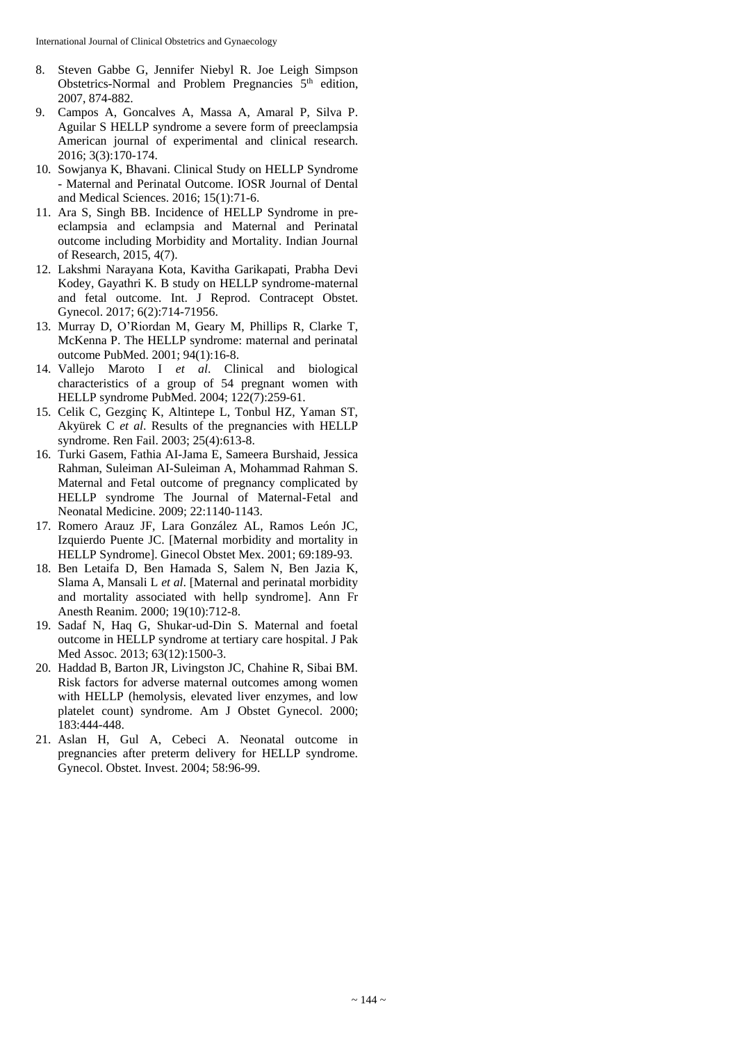8. Steven Gabbe G, Jennifer Niebyl R. Joe Leigh Simpson Obstetrics-Normal and Problem Pregnancies 5th edition, 2007, 874-882.
9. Campos A, Goncalves A, Massa A, Amaral P, Silva P. Aguilar S HELLP syndrome a severe form of preeclampsia American journal of experimental and clinical research. 2016; 3(3):170-174.
10. Sowjanya K, Bhavani. Clinical Study on HELLP Syndrome - Maternal and Perinatal Outcome. IOSR Journal of Dental and Medical Sciences. 2016; 15(1):71-6.
11. Ara S, Singh BB. Incidence of HELLP Syndrome in pre-eclampsia and eclampsia and Maternal and Perinatal outcome including Morbidity and Mortality. Indian Journal of Research, 2015, 4(7).
12. Lakshmi Narayana Kota, Kavitha Garikapati, Prabha Devi Kodey, Gayathri K. B study on HELLP syndrome-maternal and fetal outcome. Int. J Reprod. Contracept Obstet. Gynecol. 2017; 6(2):714-71956.
13. Murray D, O'Riordan M, Geary M, Phillips R, Clarke T, McKenna P. The HELLP syndrome: maternal and perinatal outcome PubMed. 2001; 94(1):16-8.
14. Vallejo Maroto I *et al*. Clinical and biological characteristics of a group of 54 pregnant women with HELLP syndrome PubMed. 2004; 122(7):259-61.
15. Celik C, Gezginç K, Altintepe L, Tonbul HZ, Yaman ST, Akyürek C *et al*. Results of the pregnancies with HELLP syndrome. Ren Fail. 2003; 25(4):613-8.
16. Turki Gasem, Fathia AI-Jama E, Sameera Burshaid, Jessica Rahman, Suleiman AI-Suleiman A, Mohammad Rahman S. Maternal and Fetal outcome of pregnancy complicated by HELLP syndrome The Journal of Maternal-Fetal and Neonatal Medicine. 2009; 22:1140-1143.
17. Romero Arauz JF, Lara González AL, Ramos León JC, Izquierdo Puente JC. [Maternal morbidity and mortality in HELLP Syndrome]. Ginecol Obstet Mex. 2001; 69:189-93.
18. Ben Letaifa D, Ben Hamada S, Salem N, Ben Jazia K, Slama A, Mansali L *et al*. [Maternal and perinatal morbidity and mortality associated with hellp syndrome]. Ann Fr Anesth Reanim. 2000; 19(10):712-8.
19. Sadaf N, Haq G, Shukar-ud-Din S. Maternal and foetal outcome in HELLP syndrome at tertiary care hospital. J Pak Med Assoc. 2013; 63(12):1500-3.
20. Haddad B, Barton JR, Livingston JC, Chahine R, Sibai BM. Risk factors for adverse maternal outcomes among women with HELLP (hemolysis, elevated liver enzymes, and low platelet count) syndrome. Am J Obstet Gynecol. 2000; 183:444-448.
21. Aslan H, Gul A, Cebeci A. Neonatal outcome in pregnancies after preterm delivery for HELLP syndrome. Gynecol. Obstet. Invest. 2004; 58:96-99.